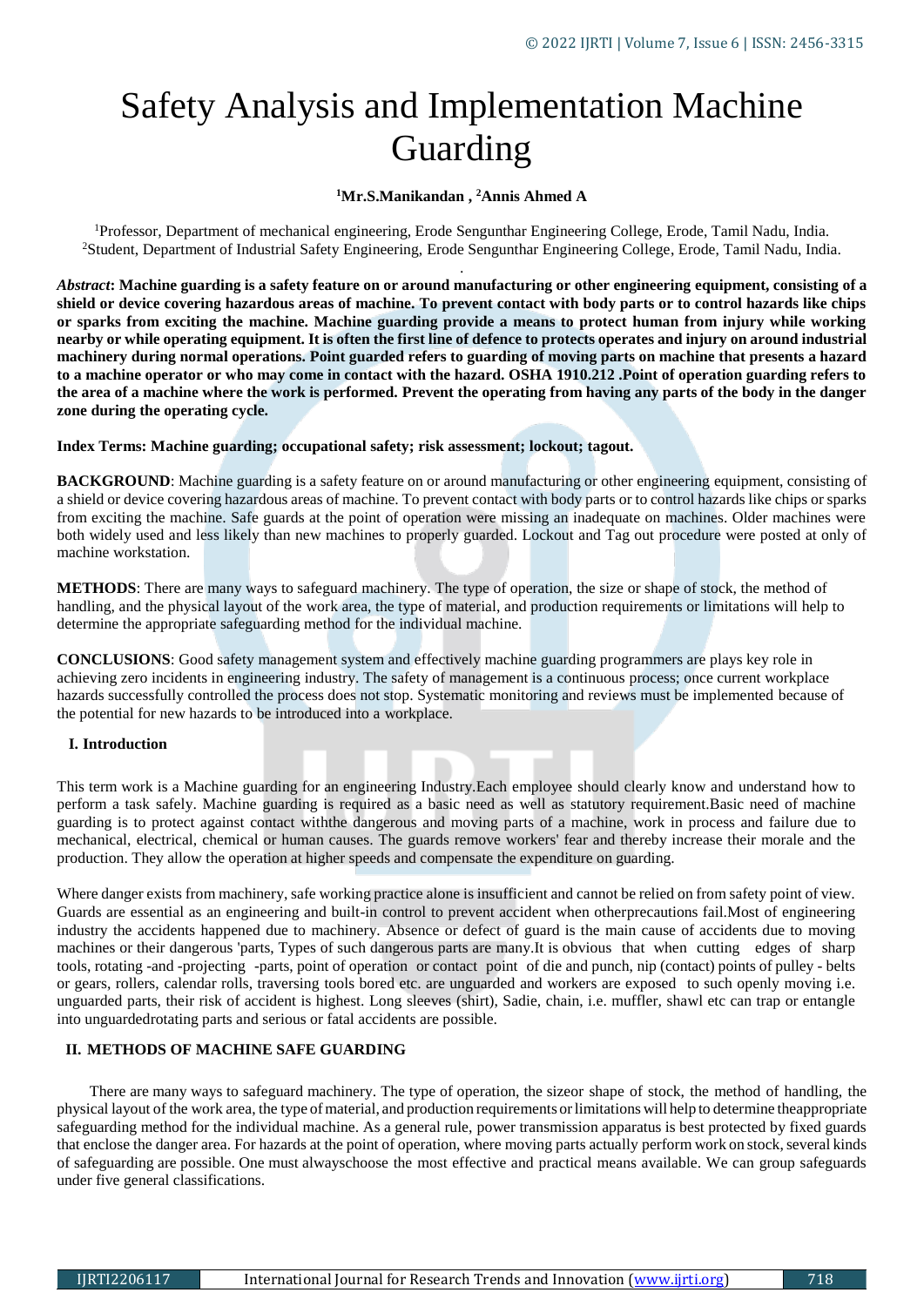# Safety Analysis and Implementation Machine Guarding

**[1]Mr.S.Manikandan , [2]Annis Ahmed A**

[1]Professor, Department of mechanical engineering, Erode Sengunthar Engineering College, Erode, Tamil Nadu, India.
[2]Student, Department of Industrial Safety Engineering, Erode Sengunthar Engineering College, Erode, Tamil Nadu, India.

***Abstract*: Machine guarding is a safety feature on or around manufacturing or other engineering equipment, consisting of a shield or device covering hazardous areas of machine. To prevent contact with body parts or to control hazards like chips or sparks from exciting the machine. Machine guarding provide a means to protect human from injury while working nearby or while operating equipment. It is often the first line of defence to protects operates and injury on around industrial machinery during normal operations. Point guarded refers to guarding of moving parts on machine that presents a hazard to a machine operator or who may come in contact with the hazard. OSHA 1910.212 .Point of operation guarding refers to the area of a machine where the work is performed. Prevent the operating from having any parts of the body in the danger zone during the operating cycle.**

**Index Terms: Machine guarding; occupational safety; risk assessment; lockout; tagout.**

**BACKGROUND**: Machine guarding is a safety feature on or around manufacturing or other engineering equipment, consisting of a shield or device covering hazardous areas of machine. To prevent contact with body parts or to control hazards like chips or sparks from exciting the machine. Safe guards at the point of operation were missing an inadequate on machines. Older machines were both widely used and less likely than new machines to properly guarded. Lockout and Tag out procedure were posted at only of machine workstation.

**METHODS**: There are many ways to safeguard machinery. The type of operation, the size or shape of stock, the method of handling, and the physical layout of the work area, the type of material, and production requirements or limitations will help to determine the appropriate safeguarding method for the individual machine.

**CONCLUSIONS**: Good safety management system and effectively machine guarding programmers are plays key role in achieving zero incidents in engineering industry. The safety of management is a continuous process; once current workplace hazards successfully controlled the process does not stop. Systematic monitoring and reviews must be implemented because of the potential for new hazards to be introduced into a workplace.

## I. Introduction

This term work is a Machine guarding for an engineering Industry.Each employee should clearly know and understand how to perform a task safely. Machine guarding is required as a basic need as well as statutory requirement.Basic need of machine guarding is to protect against contact withthe dangerous and moving parts of a machine, work in process and failure due to mechanical, electrical, chemical or human causes. The guards remove workers' fear and thereby increase their morale and the production. They allow the operation at higher speeds and compensate the expenditure on guarding.

Where danger exists from machinery, safe working practice alone is insufficient and cannot be relied on from safety point of view. Guards are essential as an engineering and built-in control to prevent accident when otherprecautions fail.Most of engineering industry the accidents happened due to machinery. Absence or defect of guard is the main cause of accidents due to moving machines or their dangerous 'parts, Types of such dangerous parts are many.It is obvious that when cutting edges of sharp tools, rotating -and -projecting -parts, point of operation or contact point of die and punch, nip (contact) points of pulley - belts or gears, rollers, calendar rolls, traversing tools bored etc. are unguarded and workers are exposed to such openly moving i.e. unguarded parts, their risk of accident is highest. Long sleeves (shirt), Sadie, chain, i.e. muffler, shawl etc can trap or entangle into unguardedrotating parts and serious or fatal accidents are possible.

## II. METHODS OF MACHINE SAFE GUARDING

There are many ways to safeguard machinery. The type of operation, the sizeor shape of stock, the method of handling, the physical layout of the work area, the type of material, and production requirements or limitations will help to determine theappropriate safeguarding method for the individual machine. As a general rule, power transmission apparatus is best protected by fixed guards that enclose the danger area. For hazards at the point of operation, where moving parts actually perform work on stock, several kinds of safeguarding are possible. One must alwayschoose the most effective and practical means available. We can group safeguards under five general classifications.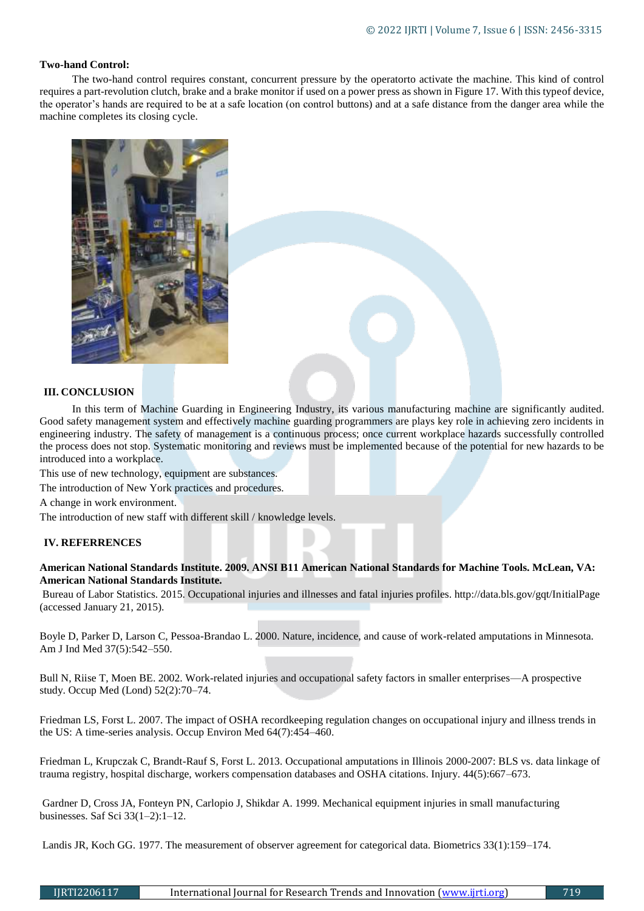**Two-hand Control:**

The two-hand control requires constant, concurrent pressure by the operatorto activate the machine. This kind of control requires a part-revolution clutch, brake and a brake monitor if used on a power press as shown in Figure 17. With this typeof device, the operator's hands are required to be at a safe location (on control buttons) and at a safe distance from the danger area while the machine completes its closing cycle.

## III. CONCLUSION

In this term of Machine Guarding in Engineering Industry, its various manufacturing machine are significantly audited. Good safety management system and effectively machine guarding programmers are plays key role in achieving zero incidents in engineering industry. The safety of management is a continuous process; once current workplace hazards successfully controlled the process does not stop. Systematic monitoring and reviews must be implemented because of the potential for new hazards to be introduced into a workplace.

This use of new technology, equipment are substances.

The introduction of New York practices and procedures.

A change in work environment.

The introduction of new staff with different skill / knowledge levels.

## IV. REFERRENCES

**American National Standards Institute. 2009. ANSI B11 American National Standards for Machine Tools. McLean, VA: American National Standards Institute.**

Bureau of Labor Statistics. 2015. Occupational injuries and illnesses and fatal injuries profiles. http://data.bls.gov/gqt/InitialPage (accessed January 21, 2015).

Boyle D, Parker D, Larson C, Pessoa-Brandao L. 2000. Nature, incidence, and cause of work-related amputations in Minnesota. Am J Ind Med 37(5):542–550.

Bull N, Riise T, Moen BE. 2002. Work-related injuries and occupational safety factors in smaller enterprises—A prospective study. Occup Med (Lond) 52(2):70–74.

Friedman LS, Forst L. 2007. The impact of OSHA recordkeeping regulation changes on occupational injury and illness trends in the US: A time-series analysis. Occup Environ Med 64(7):454–460.

Friedman L, Krupczak C, Brandt-Rauf S, Forst L. 2013. Occupational amputations in Illinois 2000-2007: BLS vs. data linkage of trauma registry, hospital discharge, workers compensation databases and OSHA citations. Injury. 44(5):667–673.

Gardner D, Cross JA, Fonteyn PN, Carlopio J, Shikdar A. 1999. Mechanical equipment injuries in small manufacturing businesses. Saf Sci 33(1–2):1–12.

Landis JR, Koch GG. 1977. The measurement of observer agreement for categorical data. Biometrics 33(1):159–174.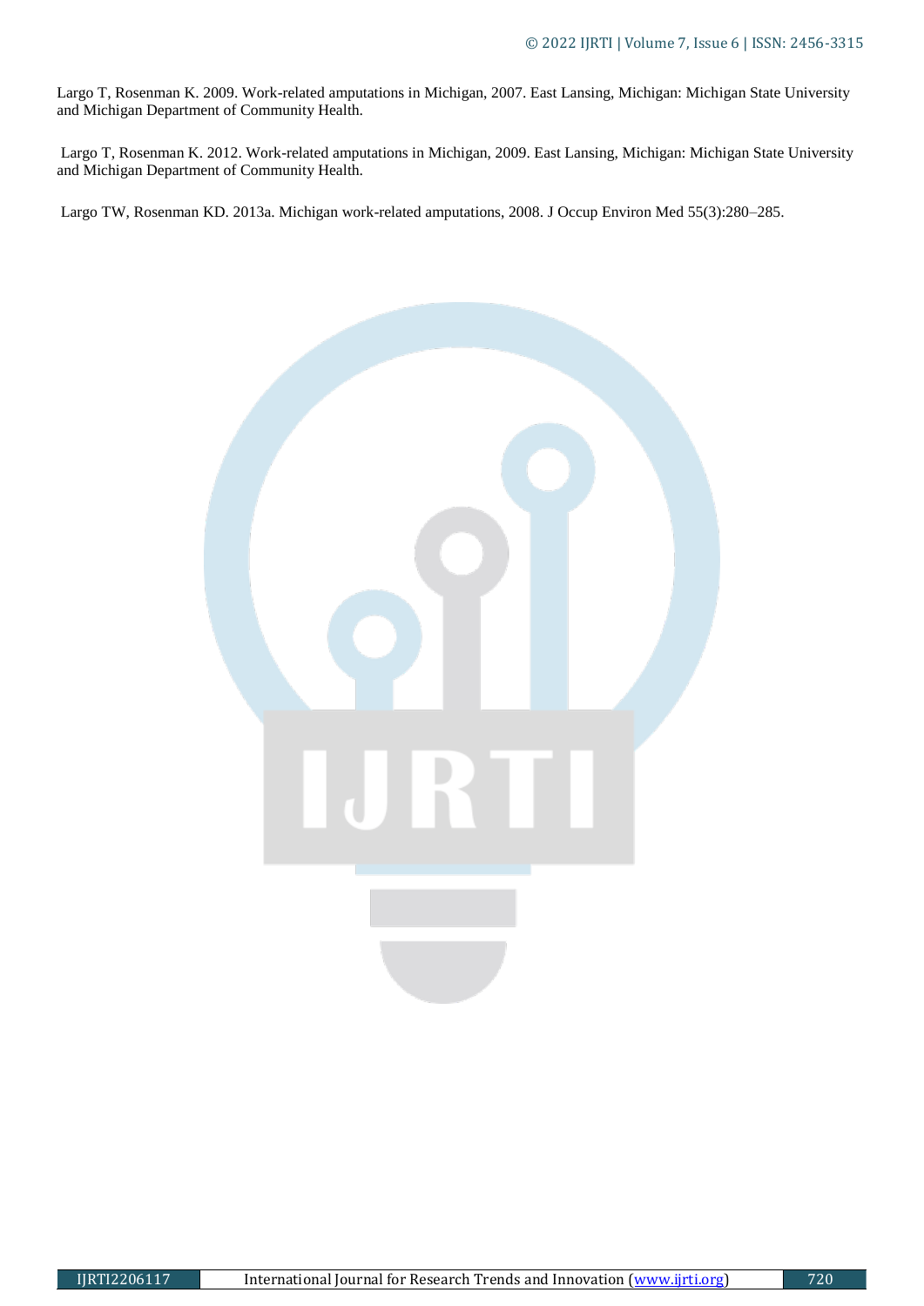Largo T, Rosenman K. 2009. Work-related amputations in Michigan, 2007. East Lansing, Michigan: Michigan State University and Michigan Department of Community Health.

Largo T, Rosenman K. 2012. Work-related amputations in Michigan, 2009. East Lansing, Michigan: Michigan State University and Michigan Department of Community Health.

Largo TW, Rosenman KD. 2013a. Michigan work-related amputations, 2008. J Occup Environ Med 55(3):280–285.